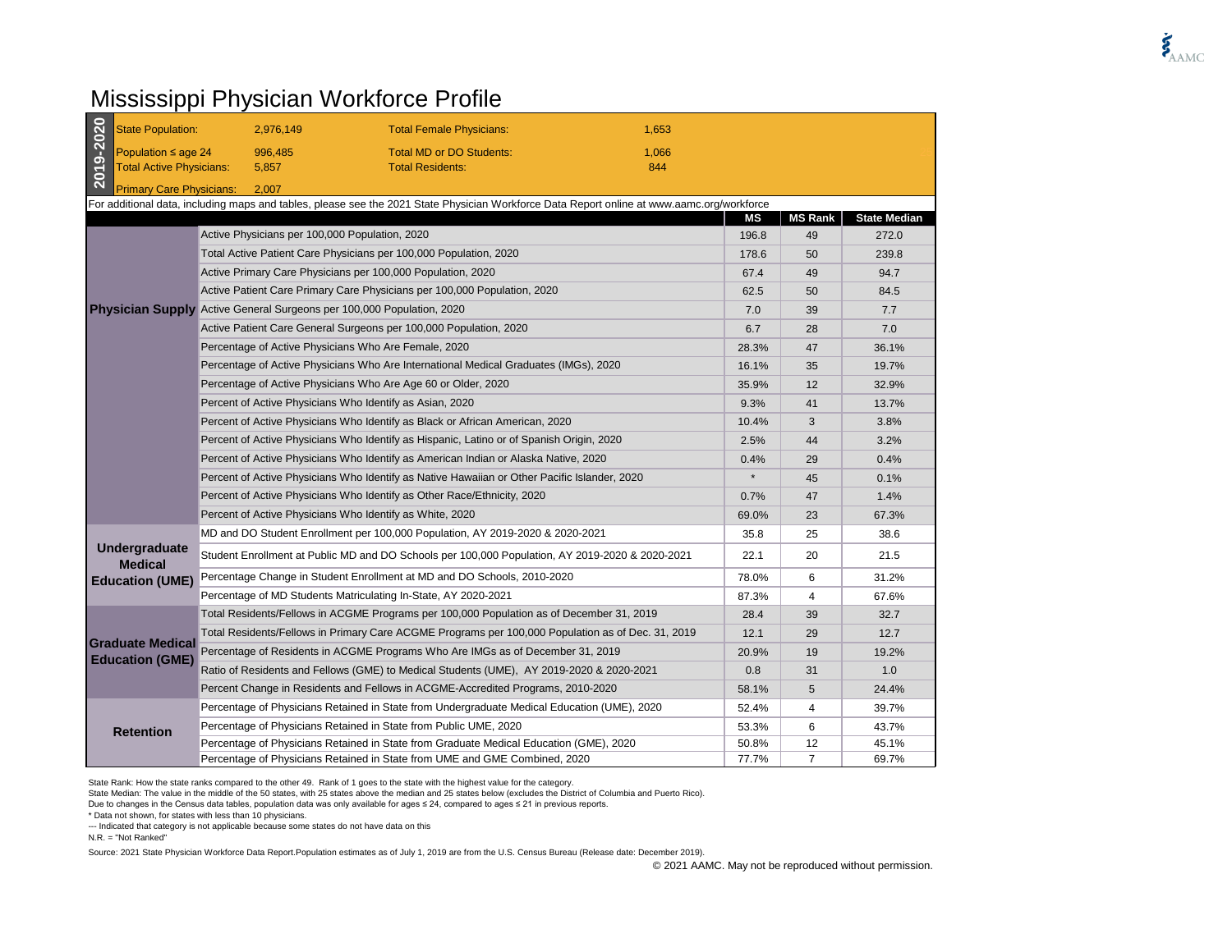# Mississippi Physician Workforce Profile

| 2019-2020 | | | |
|---|---|---|---|
| State Population: | 2,976,149 | Total Female Physicians: | 1,653 |
| Population ≤ age 24 | 996,485 | Total MD or DO Students: | 1,066 |
| Total Active Physicians: | 5,857 | Total Residents: | 844 |
| Primary Care Physicians: | 2,007 | | |

For additional data, including maps and tables, please see the 2021 State Physician Workforce Data Report online at www.aamc.org/workforce

| | | MS | MS Rank | State Median |
|---|---|---|---|---|
| **Physician Supply** | Active Physicians per 100,000 Population, 2020 | 196.8 | 49 | 272.0 |
| | Total Active Patient Care Physicians per 100,000 Population, 2020 | 178.6 | 50 | 239.8 |
| | Active Primary Care Physicians per 100,000 Population, 2020 | 67.4 | 49 | 94.7 |
| | Active Patient Care Primary Care Physicians per 100,000 Population, 2020 | 62.5 | 50 | 84.5 |
| | Active General Surgeons per 100,000 Population, 2020 | 7.0 | 39 | 7.7 |
| | Active Patient Care General Surgeons per 100,000 Population, 2020 | 6.7 | 28 | 7.0 |
| | Percentage of Active Physicians Who Are Female, 2020 | 28.3% | 47 | 36.1% |
| | Percentage of Active Physicians Who Are International Medical Graduates (IMGs), 2020 | 16.1% | 35 | 19.7% |
| | Percentage of Active Physicians Who Are Age 60 or Older, 2020 | 35.9% | 12 | 32.9% |
| | Percent of Active Physicians Who Identify as Asian, 2020 | 9.3% | 41 | 13.7% |
| | Percent of Active Physicians Who Identify as Black or African American, 2020 | 10.4% | 3 | 3.8% |
| | Percent of Active Physicians Who Identify as Hispanic, Latino or of Spanish Origin, 2020 | 2.5% | 44 | 3.2% |
| | Percent of Active Physicians Who Identify as American Indian or Alaska Native, 2020 | 0.4% | 29 | 0.4% |
| | Percent of Active Physicians Who Identify as Native Hawaiian or Other Pacific Islander, 2020 | * | 45 | 0.1% |
| | Percent of Active Physicians Who Identify as Other Race/Ethnicity, 2020 | 0.7% | 47 | 1.4% |
| | Percent of Active Physicians Who Identify as White, 2020 | 69.0% | 23 | 67.3% |
| **Undergraduate Medical Education (UME)** | MD and DO Student Enrollment per 100,000 Population, AY 2019-2020 & 2020-2021 | 35.8 | 25 | 38.6 |
| | Student Enrollment at Public MD and DO Schools per 100,000 Population, AY 2019-2020 & 2020-2021 | 22.1 | 20 | 21.5 |
| | Percentage Change in Student Enrollment at MD and DO Schools, 2010-2020 | 78.0% | 6 | 31.2% |
| | Percentage of MD Students Matriculating In-State, AY 2020-2021 | 87.3% | 4 | 67.6% |
| **Graduate Medical Education (GME)** | Total Residents/Fellows in ACGME Programs per 100,000 Population as of December 31, 2019 | 28.4 | 39 | 32.7 |
| | Total Residents/Fellows in Primary Care ACGME Programs per 100,000 Population as of Dec. 31, 2019 | 12.1 | 29 | 12.7 |
| | Percentage of Residents in ACGME Programs Who Are IMGs as of December 31, 2019 | 20.9% | 19 | 19.2% |
| | Ratio of Residents and Fellows (GME) to Medical Students (UME), AY 2019-2020 & 2020-2021 | 0.8 | 31 | 1.0 |
| | Percent Change in Residents and Fellows in ACGME-Accredited Programs, 2010-2020 | 58.1% | 5 | 24.4% |
| **Retention** | Percentage of Physicians Retained in State from Undergraduate Medical Education (UME), 2020 | 52.4% | 4 | 39.7% |
| | Percentage of Physicians Retained in State from Public UME, 2020 | 53.3% | 6 | 43.7% |
| | Percentage of Physicians Retained in State from Graduate Medical Education (GME), 2020 | 50.8% | 12 | 45.1% |
| | Percentage of Physicians Retained in State from UME and GME Combined, 2020 | 77.7% | 7 | 69.7% |

State Rank: How the state ranks compared to the other 49. Rank of 1 goes to the state with the highest value for the category.
State Median: The value in the middle of the 50 states, with 25 states above the median and 25 states below (excludes the District of Columbia and Puerto Rico).
Due to changes in the Census data tables, population data was only available for ages ≤ 24, compared to ages ≤ 21 in previous reports.
* Data not shown, for states with less than 10 physicians.
--- Indicated that category is not applicable because some states do not have data on this
N.R. = "Not Ranked"

Source: 2021 State Physician Workforce Data Report.Population estimates as of July 1, 2019 are from the U.S. Census Bureau (Release date: December 2019).

© 2021 AAMC. May not be reproduced without permission.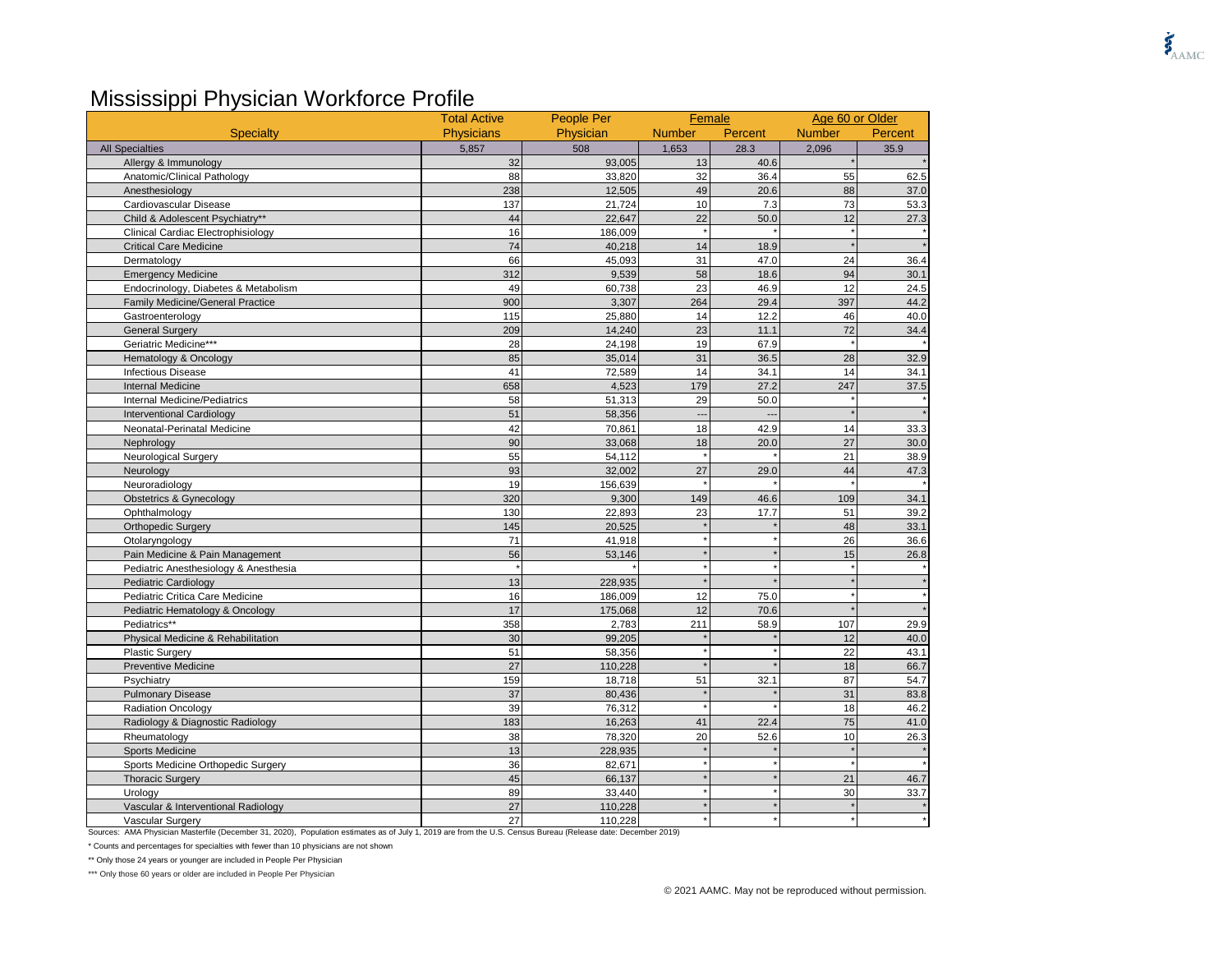# Mississippi Physician Workforce Profile

| Specialty | Total Active Physicians | People Per Physician | Female | | Age 60 or Older | |
|---|---|---|---|---|---|---|
| | | | Number | Percent | Number | Percent |
| All Specialties | 5,857 | 508 | 1,653 | 28.3 | 2,096 | 35.9 |
| Allergy & Immunology | 32 | 93,005 | 13 | 40.6 | * | * |
| Anatomic/Clinical Pathology | 88 | 33,820 | 32 | 36.4 | 55 | 62.5 |
| Anesthesiology | 238 | 12,505 | 49 | 20.6 | 88 | 37.0 |
| Cardiovascular Disease | 137 | 21,724 | 10 | 7.3 | 73 | 53.3 |
| Child & Adolescent Psychiatry** | 44 | 22,647 | 22 | 50.0 | 12 | 27.3 |
| Clinical Cardiac Electrophisiology | 16 | 186,009 | * | * | * | * |
| Critical Care Medicine | 74 | 40,218 | 14 | 18.9 | * | * |
| Dermatology | 66 | 45,093 | 31 | 47.0 | 24 | 36.4 |
| Emergency Medicine | 312 | 9,539 | 58 | 18.6 | 94 | 30.1 |
| Endocrinology, Diabetes & Metabolism | 49 | 60,738 | 23 | 46.9 | 12 | 24.5 |
| Family Medicine/General Practice | 900 | 3,307 | 264 | 29.4 | 397 | 44.2 |
| Gastroenterology | 115 | 25,880 | 14 | 12.2 | 46 | 40.0 |
| General Surgery | 209 | 14,240 | 23 | 11.1 | 72 | 34.4 |
| Geriatric Medicine*** | 28 | 24,198 | 19 | 67.9 | * | * |
| Hematology & Oncology | 85 | 35,014 | 31 | 36.5 | 28 | 32.9 |
| Infectious Disease | 41 | 72,589 | 14 | 34.1 | 14 | 34.1 |
| Internal Medicine | 658 | 4,523 | 179 | 27.2 | 247 | 37.5 |
| Internal Medicine/Pediatrics | 58 | 51,313 | 29 | 50.0 | * | * |
| Interventional Cardiology | 51 | 58,356 | --- | --- | * | * |
| Neonatal-Perinatal Medicine | 42 | 70,861 | 18 | 42.9 | 14 | 33.3 |
| Nephrology | 90 | 33,068 | 18 | 20.0 | 27 | 30.0 |
| Neurological Surgery | 55 | 54,112 | * | * | 21 | 38.9 |
| Neurology | 93 | 32,002 | 27 | 29.0 | 44 | 47.3 |
| Neuroradiology | 19 | 156,639 | * | * | * | * |
| Obstetrics & Gynecology | 320 | 9,300 | 149 | 46.6 | 109 | 34.1 |
| Ophthalmology | 130 | 22,893 | 23 | 17.7 | 51 | 39.2 |
| Orthopedic Surgery | 145 | 20,525 | * | * | 48 | 33.1 |
| Otolaryngology | 71 | 41,918 | * | * | 26 | 36.6 |
| Pain Medicine & Pain Management | 56 | 53,146 | * | * | 15 | 26.8 |
| Pediatric Anesthesiology & Anesthesia | * | * | * | * | * | * |
| Pediatric Cardiology | 13 | 228,935 | * | * | * | * |
| Pediatric Critica Care Medicine | 16 | 186,009 | 12 | 75.0 | * | * |
| Pediatric Hematology & Oncology | 17 | 175,068 | 12 | 70.6 | * | * |
| Pediatrics** | 358 | 2,783 | 211 | 58.9 | 107 | 29.9 |
| Physical Medicine & Rehabilitation | 30 | 99,205 | * | * | 12 | 40.0 |
| Plastic Surgery | 51 | 58,356 | * | * | 22 | 43.1 |
| Preventive Medicine | 27 | 110,228 | * | * | 18 | 66.7 |
| Psychiatry | 159 | 18,718 | 51 | 32.1 | 87 | 54.7 |
| Pulmonary Disease | 37 | 80,436 | * | * | 31 | 83.8 |
| Radiation Oncology | 39 | 76,312 | * | * | 18 | 46.2 |
| Radiology & Diagnostic Radiology | 183 | 16,263 | 41 | 22.4 | 75 | 41.0 |
| Rheumatology | 38 | 78,320 | 20 | 52.6 | 10 | 26.3 |
| Sports Medicine | 13 | 228,935 | * | * | * | * |
| Sports Medicine Orthopedic Surgery | 36 | 82,671 | * | * | * | * |
| Thoracic Surgery | 45 | 66,137 | * | * | 21 | 46.7 |
| Urology | 89 | 33,440 | * | * | 30 | 33.7 |
| Vascular & Interventional Radiology | 27 | 110,228 | * | * | * | * |
| Vascular Surgery | 27 | 110,228 | * | * | * | * |

Sources: AMA Physician Masterfile (December 31, 2020), Population estimates as of July 1, 2019 are from the U.S. Census Bureau (Release date: December 2019)

* Counts and percentages for specialties with fewer than 10 physicians are not shown

** Only those 24 years or younger are included in People Per Physician

*** Only those 60 years or older are included in People Per Physician

© 2021 AAMC. May not be reproduced without permission.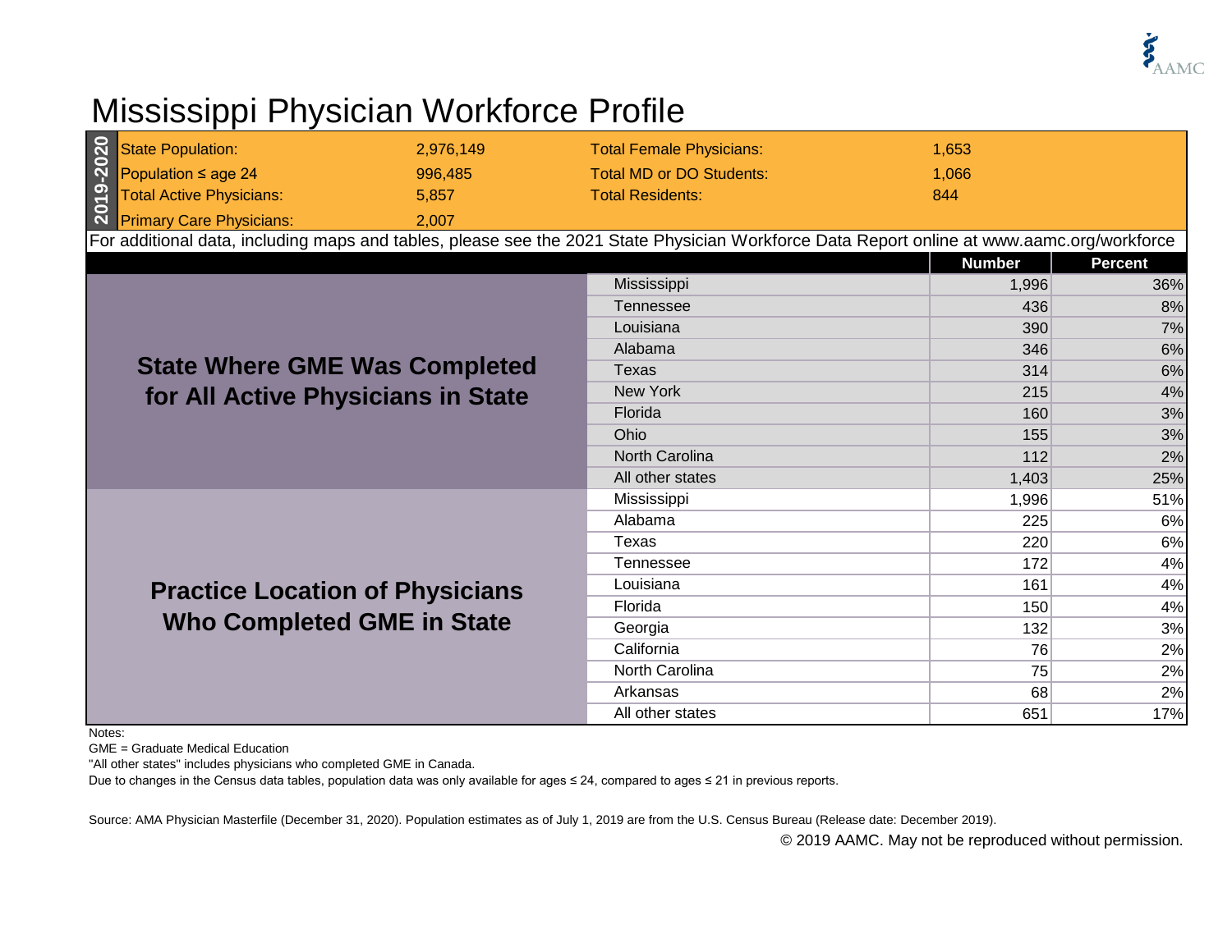# Mississippi Physician Workforce Profile

**2019-2020**

| | | | |
|---|---|---|---|
| State Population: | 2,976,149 | Total Female Physicians: | 1,653 |
| Population ≤ age 24 | 996,485 | Total MD or DO Students: | 1,066 |
| Total Active Physicians: | 5,857 | Total Residents: | 844 |
| Primary Care Physicians: | 2,007 | | |

For additional data, including maps and tables, please see the 2021 State Physician Workforce Data Report online at www.aamc.org/workforce

| | State | Number | Percent |
|---|---|---|---|
| **State Where GME Was Completed for All Active Physicians in State** | Mississippi | 1,996 | 36% |
| | Tennessee | 436 | 8% |
| | Louisiana | 390 | 7% |
| | Alabama | 346 | 6% |
| | Texas | 314 | 6% |
| | New York | 215 | 4% |
| | Florida | 160 | 3% |
| | Ohio | 155 | 3% |
| | North Carolina | 112 | 2% |
| | All other states | 1,403 | 25% |
| **Practice Location of Physicians Who Completed GME in State** | Mississippi | 1,996 | 51% |
| | Alabama | 225 | 6% |
| | Texas | 220 | 6% |
| | Tennessee | 172 | 4% |
| | Louisiana | 161 | 4% |
| | Florida | 150 | 4% |
| | Georgia | 132 | 3% |
| | California | 76 | 2% |
| | North Carolina | 75 | 2% |
| | Arkansas | 68 | 2% |
| | All other states | 651 | 17% |

Notes:

GME = Graduate Medical Education

"All other states" includes physicians who completed GME in Canada.

Due to changes in the Census data tables, population data was only available for ages ≤ 24, compared to ages ≤ 21 in previous reports.

Source: AMA Physician Masterfile (December 31, 2020). Population estimates as of July 1, 2019 are from the U.S. Census Bureau (Release date: December 2019).

© 2019 AAMC. May not be reproduced without permission.